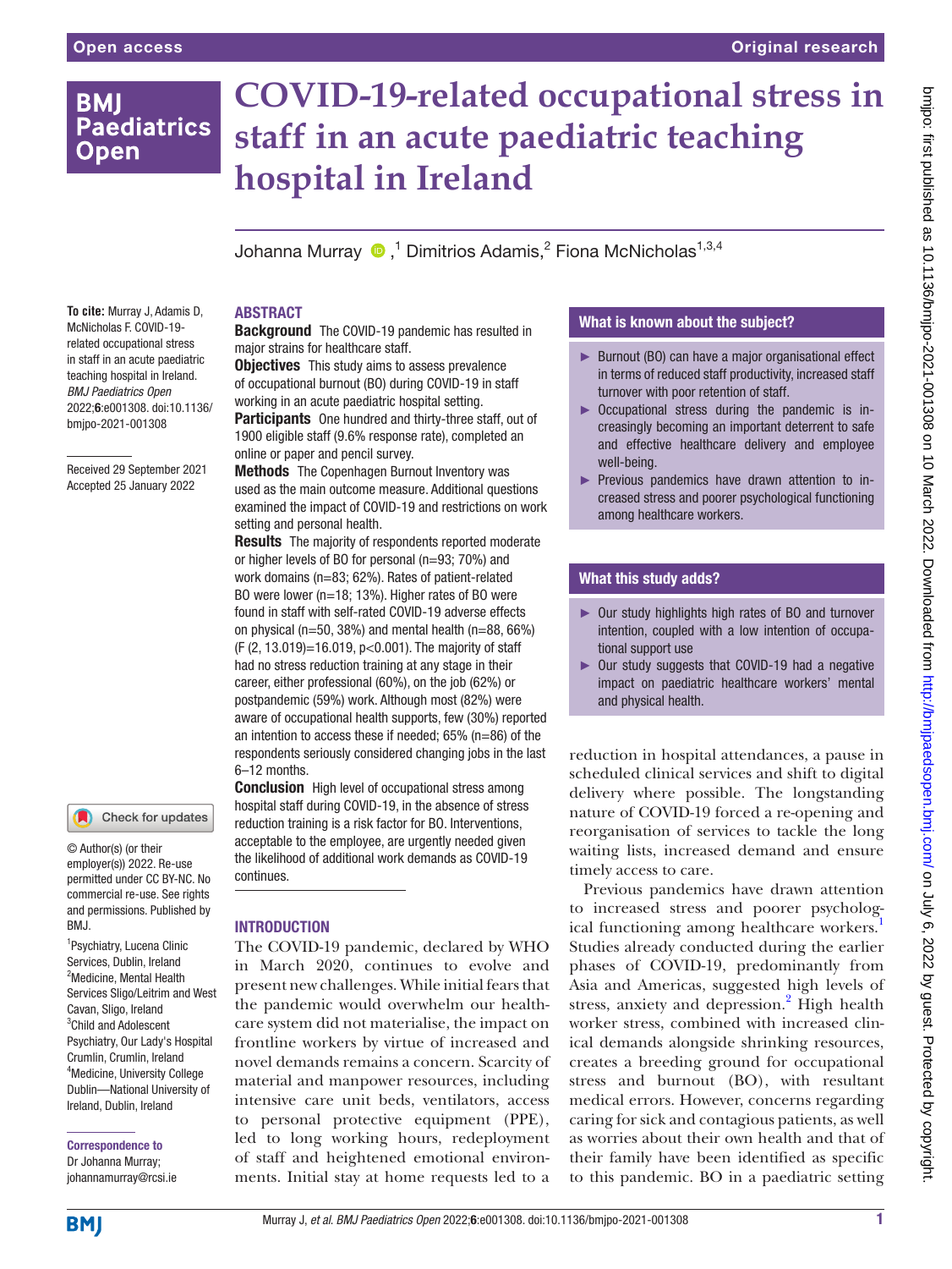# COVID-19-related occupational stress in staff in an acute paediatric teaching hospital in Ireland

Johanna Murray ,[1] Dimitrios Adamis,[2] Fiona McNicholas[1,3,4]

**To cite:** Murray J, Adamis D, McNicholas F. COVID-19-related occupational stress in staff in an acute paediatric teaching hospital in Ireland. *BMJ Paediatrics Open* 2022;**6**:e001308. doi:10.1136/bmjpo-2021-001308

Received 29 September 2021
Accepted 25 January 2022

© Author(s) (or their employer(s)) 2022. Re-use permitted under CC BY-NC. No commercial re-use. See rights and permissions. Published by BMJ.

[1]Psychiatry, Lucena Clinic Services, Dublin, Ireland
[2]Medicine, Mental Health Services Sligo/Leitrim and West Cavan, Sligo, Ireland
[3]Child and Adolescent Psychiatry, Our Lady's Hospital Crumlin, Crumlin, Ireland
[4]Medicine, University College Dublin—National University of Ireland, Dublin, Ireland

**Correspondence to**
Dr Johanna Murray; johannamurray@rcsi.ie

## ABSTRACT

**Background** The COVID-19 pandemic has resulted in major strains for healthcare staff.

**Objectives** This study aims to assess prevalence of occupational burnout (BO) during COVID-19 in staff working in an acute paediatric hospital setting.

**Participants** One hundred and thirty-three staff, out of 1900 eligible staff (9.6% response rate), completed an online or paper and pencil survey.

**Methods** The Copenhagen Burnout Inventory was used as the main outcome measure. Additional questions examined the impact of COVID-19 and restrictions on work setting and personal health.

**Results** The majority of respondents reported moderate or higher levels of BO for personal (n=93; 70%) and work domains (n=83; 62%). Rates of patient-related BO were lower (n=18; 13%). Higher rates of BO were found in staff with self-rated COVID-19 adverse effects on physical (n=50, 38%) and mental health (n=88, 66%) ($F(2, 13.019)=16.019$, $p<0.001$). The majority of staff had no stress reduction training at any stage in their career, either professional (60%), on the job (62%) or postpandemic (59%) work. Although most (82%) were aware of occupational health supports, few (30%) reported an intention to access these if needed; 65% (n=86) of the respondents seriously considered changing jobs in the last 6–12 months.

**Conclusion** High level of occupational stress among hospital staff during COVID-19, in the absence of stress reduction training is a risk factor for BO. Interventions, acceptable to the employee, are urgently needed given the likelihood of additional work demands as COVID-19 continues.

### What is known about the subject?

- Burnout (BO) can have a major organisational effect in terms of reduced staff productivity, increased staff turnover with poor retention of staff.
- Occupational stress during the pandemic is increasingly becoming an important deterrent to safe and effective healthcare delivery and employee well-being.
- Previous pandemics have drawn attention to increased stress and poorer psychological functioning among healthcare workers.

### What this study adds?

- Our study highlights high rates of BO and turnover intention, coupled with a low intention of occupational support use
- Our study suggests that COVID-19 had a negative impact on paediatric healthcare workers' mental and physical health.

## INTRODUCTION

The COVID-19 pandemic, declared by WHO in March 2020, continues to evolve and present new challenges. While initial fears that the pandemic would overwhelm our healthcare system did not materialise, the impact on frontline workers by virtue of increased and novel demands remains a concern. Scarcity of material and manpower resources, including intensive care unit beds, ventilators, access to personal protective equipment (PPE), led to long working hours, redeployment of staff and heightened emotional environments. Initial stay at home requests led to a reduction in hospital attendances, a pause in scheduled clinical services and shift to digital delivery where possible. The longstanding nature of COVID-19 forced a re-opening and reorganisation of services to tackle the long waiting lists, increased demand and ensure timely access to care.

Previous pandemics have drawn attention to increased stress and poorer psychological functioning among healthcare workers.[1] Studies already conducted during the earlier phases of COVID-19, predominantly from Asia and Americas, suggested high levels of stress, anxiety and depression.[2] High health worker stress, combined with increased clinical demands alongside shrinking resources, creates a breeding ground for occupational stress and burnout (BO), with resultant medical errors. However, concerns regarding caring for sick and contagious patients, as well as worries about their own health and that of their family have been identified as specific to this pandemic. BO in a paediatric setting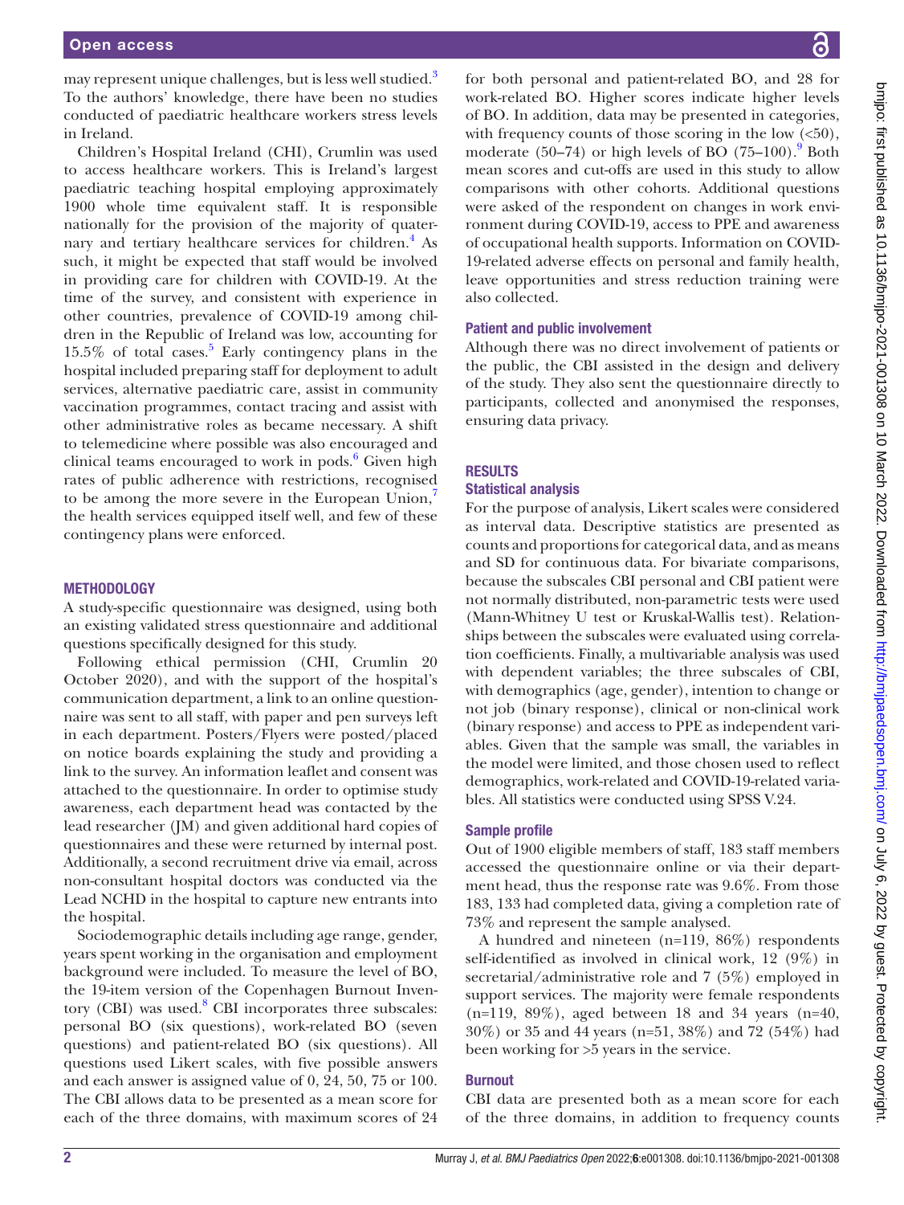may represent unique challenges, but is less well studied.[3] To the authors' knowledge, there have been no studies conducted of paediatric healthcare workers stress levels in Ireland.

Children's Hospital Ireland (CHI), Crumlin was used to access healthcare workers. This is Ireland's largest paediatric teaching hospital employing approximately 1900 whole time equivalent staff. It is responsible nationally for the provision of the majority of quaternary and tertiary healthcare services for children.[4] As such, it might be expected that staff would be involved in providing care for children with COVID-19. At the time of the survey, and consistent with experience in other countries, prevalence of COVID-19 among children in the Republic of Ireland was low, accounting for 15.5% of total cases.[5] Early contingency plans in the hospital included preparing staff for deployment to adult services, alternative paediatric care, assist in community vaccination programmes, contact tracing and assist with other administrative roles as became necessary. A shift to telemedicine where possible was also encouraged and clinical teams encouraged to work in pods.[6] Given high rates of public adherence with restrictions, recognised to be among the more severe in the European Union,[7] the health services equipped itself well, and few of these contingency plans were enforced.

## METHODOLOGY

A study-specific questionnaire was designed, using both an existing validated stress questionnaire and additional questions specifically designed for this study.

Following ethical permission (CHI, Crumlin 20 October 2020), and with the support of the hospital's communication department, a link to an online questionnaire was sent to all staff, with paper and pen surveys left in each department. Posters/Flyers were posted/placed on notice boards explaining the study and providing a link to the survey. An information leaflet and consent was attached to the questionnaire. In order to optimise study awareness, each department head was contacted by the lead researcher (JM) and given additional hard copies of questionnaires and these were returned by internal post. Additionally, a second recruitment drive via email, across non-consultant hospital doctors was conducted via the Lead NCHD in the hospital to capture new entrants into the hospital.

Sociodemographic details including age range, gender, years spent working in the organisation and employment background were included. To measure the level of BO, the 19-item version of the Copenhagen Burnout Inventory (CBI) was used.[8] CBI incorporates three subscales: personal BO (six questions), work-related BO (seven questions) and patient-related BO (six questions). All questions used Likert scales, with five possible answers and each answer is assigned value of 0, 24, 50, 75 or 100. The CBI allows data to be presented as a mean score for each of the three domains, with maximum scores of 24 for both personal and patient-related BO, and 28 for work-related BO. Higher scores indicate higher levels of BO. In addition, data may be presented in categories, with frequency counts of those scoring in the low (<50), moderate (50–74) or high levels of BO (75–100).[9] Both mean scores and cut-offs are used in this study to allow comparisons with other cohorts. Additional questions were asked of the respondent on changes in work environment during COVID-19, access to PPE and awareness of occupational health supports. Information on COVID-19-related adverse effects on personal and family health, leave opportunities and stress reduction training were also collected.

### Patient and public involvement

Although there was no direct involvement of patients or the public, the CBI assisted in the design and delivery of the study. They also sent the questionnaire directly to participants, collected and anonymised the responses, ensuring data privacy.

## RESULTS

### Statistical analysis

For the purpose of analysis, Likert scales were considered as interval data. Descriptive statistics are presented as counts and proportions for categorical data, and as means and SD for continuous data. For bivariate comparisons, because the subscales CBI personal and CBI patient were not normally distributed, non-parametric tests were used (Mann-Whitney U test or Kruskal-Wallis test). Relationships between the subscales were evaluated using correlation coefficients. Finally, a multivariable analysis was used with dependent variables; the three subscales of CBI, with demographics (age, gender), intention to change or not job (binary response), clinical or non-clinical work (binary response) and access to PPE as independent variables. Given that the sample was small, the variables in the model were limited, and those chosen used to reflect demographics, work-related and COVID-19-related variables. All statistics were conducted using SPSS V.24.

### Sample profile

Out of 1900 eligible members of staff, 183 staff members accessed the questionnaire online or via their department head, thus the response rate was 9.6%. From those 183, 133 had completed data, giving a completion rate of 73% and represent the sample analysed.

A hundred and nineteen (n=119, 86%) respondents self-identified as involved in clinical work, 12 (9%) in secretarial/administrative role and 7 (5%) employed in support services. The majority were female respondents (n=119, 89%), aged between 18 and 34 years (n=40, 30%) or 35 and 44 years (n=51, 38%) and 72 (54%) had been working for >5 years in the service.

### Burnout

CBI data are presented both as a mean score for each of the three domains, in addition to frequency counts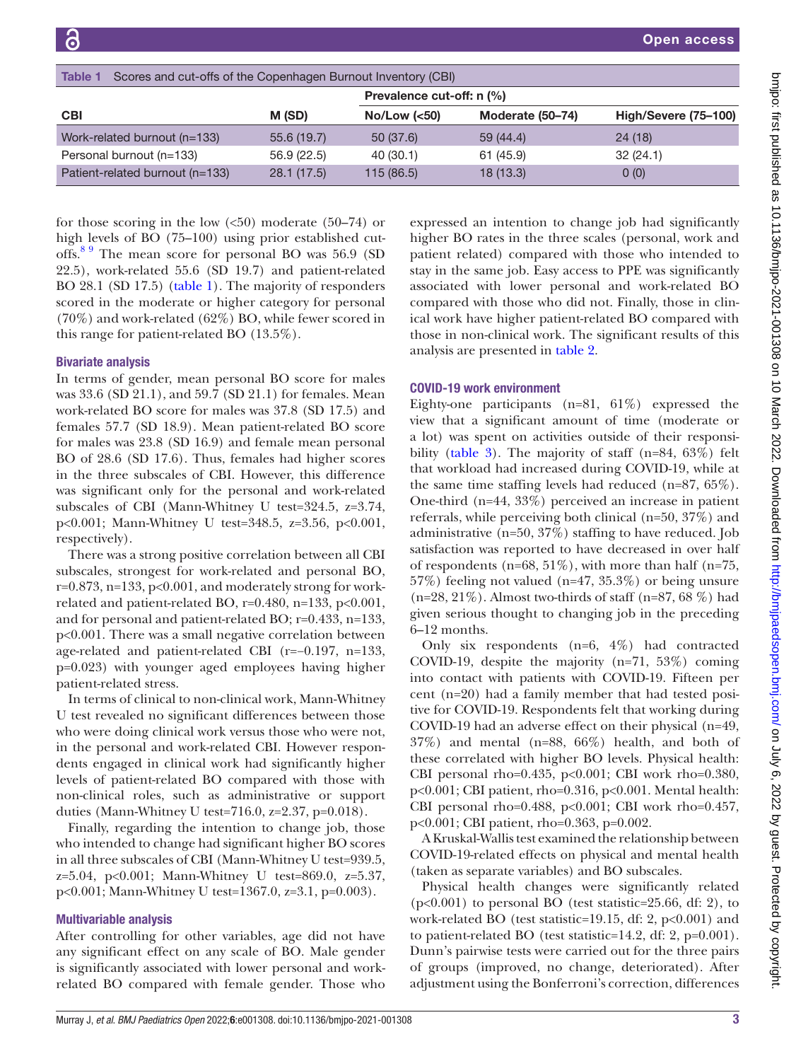Table 1 Scores and cut-offs of the Copenhagen Burnout Inventory (CBI)

| CBI | M (SD) | Prevalence cut-off: n (%) | | |
|---|---|---|---|---|
| | | No/Low (<50) | Moderate (50–74) | High/Severe (75–100) |
| Work-related burnout (n=133) | 55.6 (19.7) | 50 (37.6) | 59 (44.4) | 24 (18) |
| Personal burnout (n=133) | 56.9 (22.5) | 40 (30.1) | 61 (45.9) | 32 (24.1) |
| Patient-related burnout (n=133) | 28.1 (17.5) | 115 (86.5) | 18 (13.3) | 0 (0) |

for those scoring in the low (<50) moderate (50–74) or high levels of BO (75–100) using prior established cut-offs.[8 9] The mean score for personal BO was 56.9 (SD 22.5), work-related 55.6 (SD 19.7) and patient-related BO 28.1 (SD 17.5) (table 1). The majority of responders scored in the moderate or higher category for personal (70%) and work-related (62%) BO, while fewer scored in this range for patient-related BO (13.5%).

### Bivariate analysis

In terms of gender, mean personal BO score for males was 33.6 (SD 21.1), and 59.7 (SD 21.1) for females. Mean work-related BO score for males was 37.8 (SD 17.5) and females 57.7 (SD 18.9). Mean patient-related BO score for males was 23.8 (SD 16.9) and female mean personal BO of 28.6 (SD 17.6). Thus, females had higher scores in the three subscales of CBI. However, this difference was significant only for the personal and work-related subscales of CBI (Mann-Whitney U test=324.5, z=3.74, p<0.001; Mann-Whitney U test=348.5, z=3.56, p<0.001, respectively).

There was a strong positive correlation between all CBI subscales, strongest for work-related and personal BO, r=0.873, n=133, p<0.001, and moderately strong for work-related and patient-related BO, r=0.480, n=133, p<0.001, and for personal and patient-related BO; r=0.433, n=133, p<0.001. There was a small negative correlation between age-related and patient-related CBI (r=−0.197, n=133, p=0.023) with younger aged employees having higher patient-related stress.

In terms of clinical to non-clinical work, Mann-Whitney U test revealed no significant differences between those who were doing clinical work versus those who were not, in the personal and work-related CBI. However respondents engaged in clinical work had significantly higher levels of patient-related BO compared with those with non-clinical roles, such as administrative or support duties (Mann-Whitney U test=716.0, z=2.37, p=0.018).

Finally, regarding the intention to change job, those who intended to change had significant higher BO scores in all three subscales of CBI (Mann-Whitney U test=939.5, z=5.04, p<0.001; Mann-Whitney U test=869.0, z=5.37, p<0.001; Mann-Whitney U test=1367.0, z=3.1, p=0.003).

### Multivariable analysis

After controlling for other variables, age did not have any significant effect on any scale of BO. Male gender is significantly associated with lower personal and work-related BO compared with female gender. Those who expressed an intention to change job had significantly higher BO rates in the three scales (personal, work and patient related) compared with those who intended to stay in the same job. Easy access to PPE was significantly associated with lower personal and work-related BO compared with those who did not. Finally, those in clinical work have higher patient-related BO compared with those in non-clinical work. The significant results of this analysis are presented in table 2.

### COVID-19 work environment

Eighty-one participants (n=81, 61%) expressed the view that a significant amount of time (moderate or a lot) was spent on activities outside of their responsibility (table 3). The majority of staff (n=84, 63%) felt that workload had increased during COVID-19, while at the same time staffing levels had reduced (n=87, 65%). One-third (n=44, 33%) perceived an increase in patient referrals, while perceiving both clinical (n=50, 37%) and administrative (n=50, 37%) staffing to have reduced. Job satisfaction was reported to have decreased in over half of respondents (n=68, 51%), with more than half (n=75, 57%) feeling not valued (n=47, 35.3%) or being unsure (n=28, 21%). Almost two-thirds of staff (n=87, 68 %) had given serious thought to changing job in the preceding 6–12 months.

Only six respondents (n=6, 4%) had contracted COVID-19, despite the majority (n=71, 53%) coming into contact with patients with COVID-19. Fifteen per cent (n=20) had a family member that had tested positive for COVID-19. Respondents felt that working during COVID-19 had an adverse effect on their physical (n=49, 37%) and mental (n=88, 66%) health, and both of these correlated with higher BO levels. Physical health: CBI personal rho=0.435, p<0.001; CBI work rho=0.380, p<0.001; CBI patient, rho=0.316, p<0.001. Mental health: CBI personal rho=0.488, p<0.001; CBI work rho=0.457, p<0.001; CBI patient, rho=0.363, p=0.002.

A Kruskal-Wallis test examined the relationship between COVID-19-related effects on physical and mental health (taken as separate variables) and BO subscales.

Physical health changes were significantly related (p<0.001) to personal BO (test statistic=25.66, df: 2), to work-related BO (test statistic=19.15, df: 2, p<0.001) and to patient-related BO (test statistic=14.2, df: 2, p=0.001). Dunn's pairwise tests were carried out for the three pairs of groups (improved, no change, deteriorated). After adjustment using the Bonferroni's correction, differences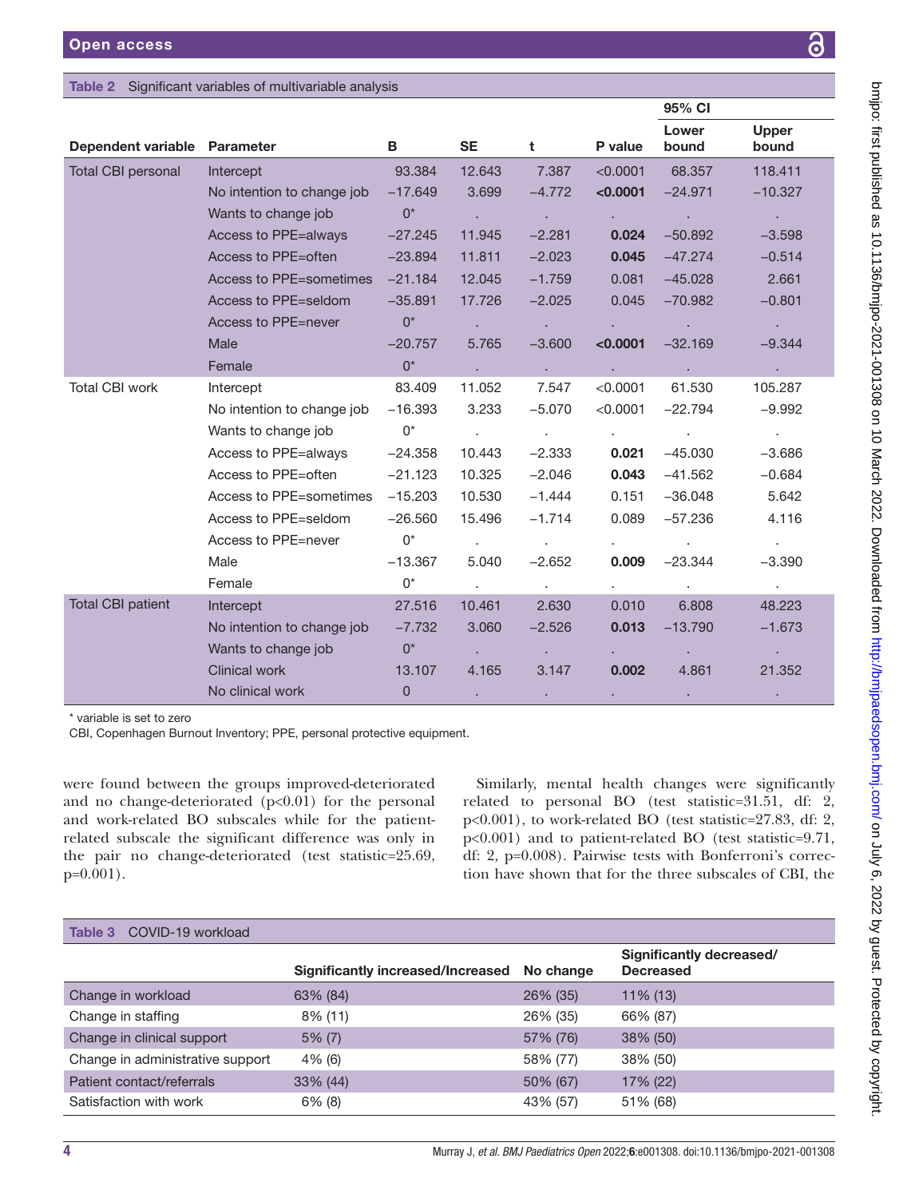**Table 2** Significant variables of multivariable analysis

| Dependent variable | Parameter | B | SE | t | P value | 95% CI Lower bound | 95% CI Upper bound |
|---|---|---|---|---|---|---|---|
| Total CBI personal | Intercept | 93.384 | 12.643 | 7.387 | <0.0001 | 68.357 | 118.411 |
| | No intention to change job | −17.649 | 3.699 | −4.772 | **<0.0001** | −24.971 | −10.327 |
| | Wants to change job | 0* | . | . | . | . | . |
| | Access to PPE=always | −27.245 | 11.945 | −2.281 | **0.024** | −50.892 | −3.598 |
| | Access to PPE=often | −23.894 | 11.811 | −2.023 | **0.045** | −47.274 | −0.514 |
| | Access to PPE=sometimes | −21.184 | 12.045 | −1.759 | 0.081 | −45.028 | 2.661 |
| | Access to PPE=seldom | −35.891 | 17.726 | −2.025 | 0.045 | −70.982 | −0.801 |
| | Access to PPE=never | 0* | . | . | . | . | . |
| | Male | −20.757 | 5.765 | −3.600 | **<0.0001** | −32.169 | −9.344 |
| | Female | 0* | . | . | . | . | . |
| Total CBI work | Intercept | 83.409 | 11.052 | 7.547 | <0.0001 | 61.530 | 105.287 |
| | No intention to change job | −16.393 | 3.233 | −5.070 | <0.0001 | −22.794 | −9.992 |
| | Wants to change job | 0* | . | . | . | . | . |
| | Access to PPE=always | −24.358 | 10.443 | −2.333 | **0.021** | −45.030 | −3.686 |
| | Access to PPE=often | −21.123 | 10.325 | −2.046 | **0.043** | −41.562 | −0.684 |
| | Access to PPE=sometimes | −15.203 | 10.530 | −1.444 | 0.151 | −36.048 | 5.642 |
| | Access to PPE=seldom | −26.560 | 15.496 | −1.714 | 0.089 | −57.236 | 4.116 |
| | Access to PPE=never | 0* | . | . | . | . | . |
| | Male | −13.367 | 5.040 | −2.652 | **0.009** | −23.344 | −3.390 |
| | Female | 0* | . | . | . | . | . |
| Total CBI patient | Intercept | 27.516 | 10.461 | 2.630 | 0.010 | 6.808 | 48.223 |
| | No intention to change job | −7.732 | 3.060 | −2.526 | **0.013** | −13.790 | −1.673 |
| | Wants to change job | 0* | . | . | . | . | . |
| | Clinical work | 13.107 | 4.165 | 3.147 | **0.002** | 4.861 | 21.352 |
| | No clinical work | 0 | . | . | . | . | . |

\* variable is set to zero

CBI, Copenhagen Burnout Inventory; PPE, personal protective equipment.

were found between the groups improved-deteriorated and no change-deteriorated ($p<0.01$) for the personal and work-related BO subscales while for the patient-related subscale the significant difference was only in the pair no change-deteriorated (test statistic=25.69, $p=0.001$).

Similarly, mental health changes were significantly related to personal BO (test statistic=31.51, df: 2, $p<0.001$), to work-related BO (test statistic=27.83, df: 2, $p<0.001$) and to patient-related BO (test statistic=9.71, df: 2, $p=0.008$). Pairwise tests with Bonferroni's correction have shown that for the three subscales of CBI, the

**Table 3** COVID-19 workload

| | Significantly increased/Increased | No change | Significantly decreased/ Decreased |
|---|---|---|---|
| Change in workload | 63% (84) | 26% (35) | 11% (13) |
| Change in staffing | 8% (11) | 26% (35) | 66% (87) |
| Change in clinical support | 5% (7) | 57% (76) | 38% (50) |
| Change in administrative support | 4% (6) | 58% (77) | 38% (50) |
| Patient contact/referrals | 33% (44) | 50% (67) | 17% (22) |
| Satisfaction with work | 6% (8) | 43% (57) | 51% (68) |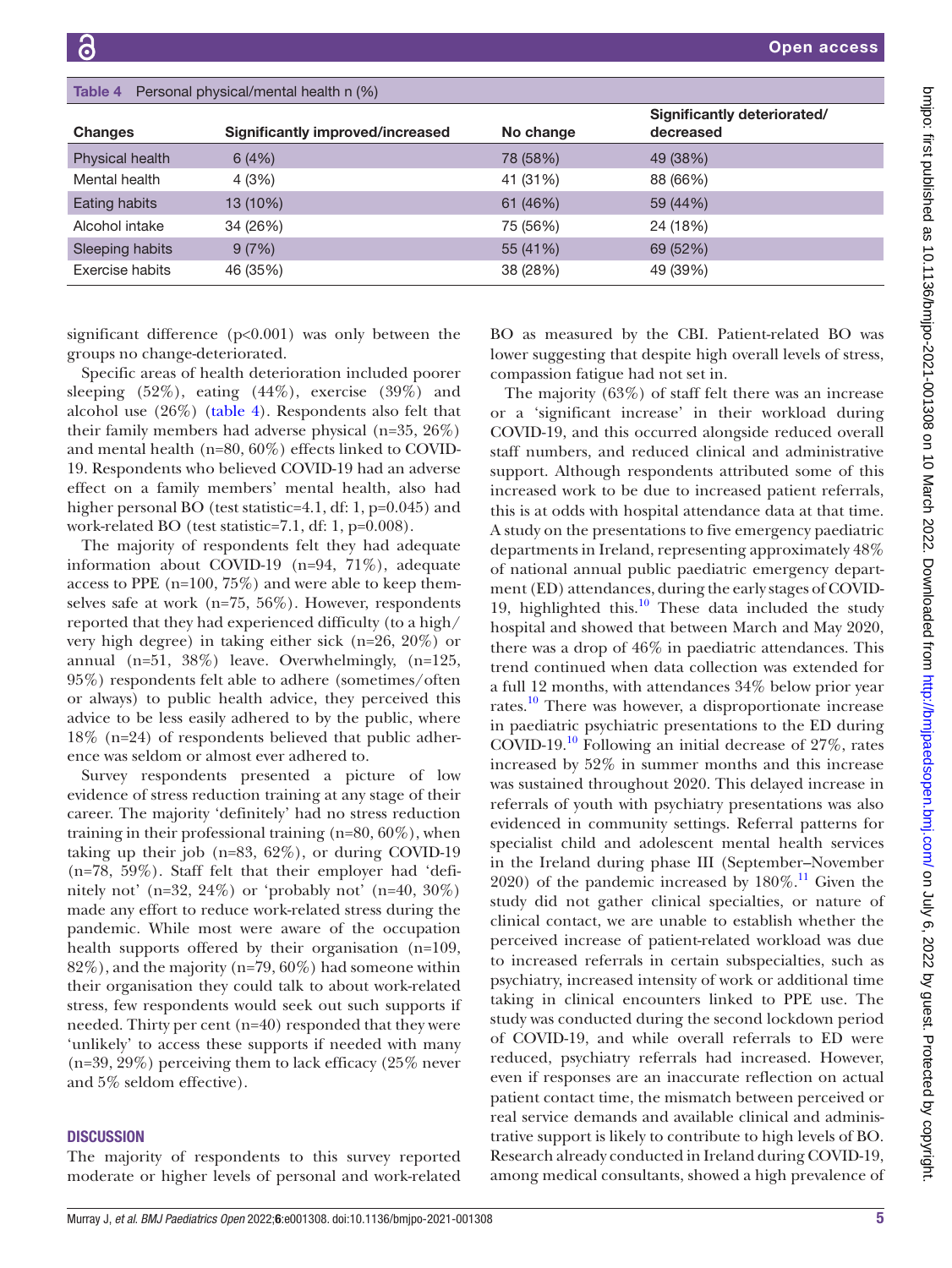Table 4 Personal physical/mental health n (%)

| Changes | Significantly improved/increased | No change | Significantly deteriorated/ decreased |
|---|---|---|---|
| Physical health | 6 (4%) | 78 (58%) | 49 (38%) |
| Mental health | 4 (3%) | 41 (31%) | 88 (66%) |
| Eating habits | 13 (10%) | 61 (46%) | 59 (44%) |
| Alcohol intake | 34 (26%) | 75 (56%) | 24 (18%) |
| Sleeping habits | 9 (7%) | 55 (41%) | 69 (52%) |
| Exercise habits | 46 (35%) | 38 (28%) | 49 (39%) |

significant difference ($p<0.001$) was only between the groups no change-deteriorated.

Specific areas of health deterioration included poorer sleeping (52%), eating (44%), exercise (39%) and alcohol use (26%) (table 4). Respondents also felt that their family members had adverse physical (n=35, 26%) and mental health (n=80, 60%) effects linked to COVID-19. Respondents who believed COVID-19 had an adverse effect on a family members' mental health, also had higher personal BO (test statistic=4.1, df: 1, p=0.045) and work-related BO (test statistic=7.1, df: 1, p=0.008).

The majority of respondents felt they had adequate information about COVID-19 (n=94, 71%), adequate access to PPE (n=100, 75%) and were able to keep themselves safe at work (n=75, 56%). However, respondents reported that they had experienced difficulty (to a high/very high degree) in taking either sick (n=26, 20%) or annual (n=51, 38%) leave. Overwhelmingly, (n=125, 95%) respondents felt able to adhere (sometimes/often or always) to public health advice, they perceived this advice to be less easily adhered to by the public, where 18% (n=24) of respondents believed that public adherence was seldom or almost ever adhered to.

Survey respondents presented a picture of low evidence of stress reduction training at any stage of their career. The majority 'definitely' had no stress reduction training in their professional training (n=80, 60%), when taking up their job (n=83, 62%), or during COVID-19 (n=78, 59%). Staff felt that their employer had 'definitely not' (n=32, 24%) or 'probably not' (n=40, 30%) made any effort to reduce work-related stress during the pandemic. While most were aware of the occupation health supports offered by their organisation (n=109, 82%), and the majority (n=79, 60%) had someone within their organisation they could talk to about work-related stress, few respondents would seek out such supports if needed. Thirty per cent (n=40) responded that they were 'unlikely' to access these supports if needed with many (n=39, 29%) perceiving them to lack efficacy (25% never and 5% seldom effective).

## DISCUSSION

The majority of respondents to this survey reported moderate or higher levels of personal and work-related BO as measured by the CBI. Patient-related BO was lower suggesting that despite high overall levels of stress, compassion fatigue had not set in.

The majority (63%) of staff felt there was an increase or a 'significant increase' in their workload during COVID-19, and this occurred alongside reduced overall staff numbers, and reduced clinical and administrative support. Although respondents attributed some of this increased work to be due to increased patient referrals, this is at odds with hospital attendance data at that time. A study on the presentations to five emergency paediatric departments in Ireland, representing approximately 48% of national annual public paediatric emergency department (ED) attendances, during the early stages of COVID-19, highlighted this.[10] These data included the study hospital and showed that between March and May 2020, there was a drop of 46% in paediatric attendances. This trend continued when data collection was extended for a full 12 months, with attendances 34% below prior year rates.[10] There was however, a disproportionate increase in paediatric psychiatric presentations to the ED during COVID-19.[10] Following an initial decrease of 27%, rates increased by 52% in summer months and this increase was sustained throughout 2020. This delayed increase in referrals of youth with psychiatry presentations was also evidenced in community settings. Referral patterns for specialist child and adolescent mental health services in the Ireland during phase III (September–November 2020) of the pandemic increased by 180%.[11] Given the study did not gather clinical specialties, or nature of clinical contact, we are unable to establish whether the perceived increase of patient-related workload was due to increased referrals in certain subspecialties, such as psychiatry, increased intensity of work or additional time taking in clinical encounters linked to PPE use. The study was conducted during the second lockdown period of COVID-19, and while overall referrals to ED were reduced, psychiatry referrals had increased. However, even if responses are an inaccurate reflection on actual patient contact time, the mismatch between perceived or real service demands and available clinical and administrative support is likely to contribute to high levels of BO. Research already conducted in Ireland during COVID-19, among medical consultants, showed a high prevalence of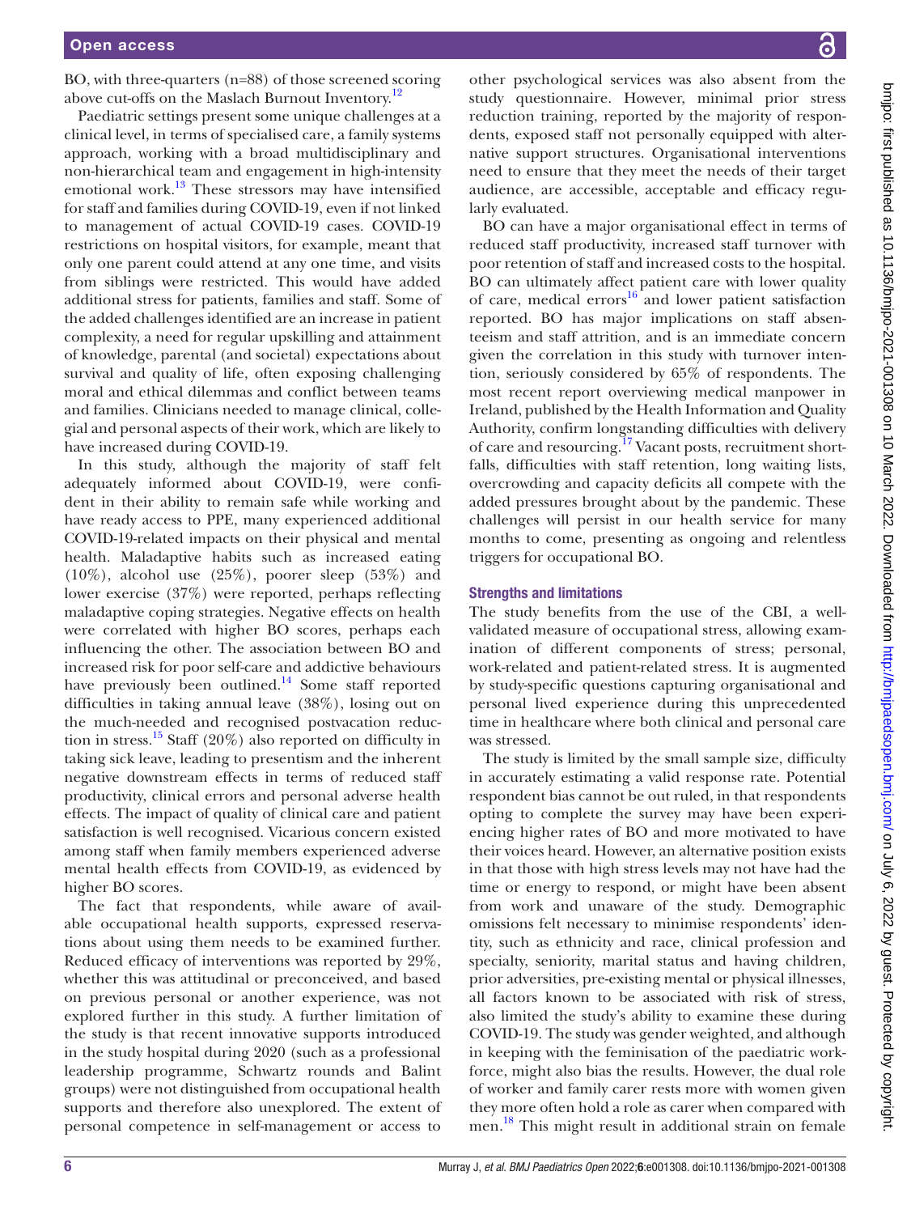BO, with three-quarters (n=88) of those screened scoring above cut-offs on the Maslach Burnout Inventory.[12]

Paediatric settings present some unique challenges at a clinical level, in terms of specialised care, a family systems approach, working with a broad multidisciplinary and non-hierarchical team and engagement in high-intensity emotional work.[13] These stressors may have intensified for staff and families during COVID-19, even if not linked to management of actual COVID-19 cases. COVID-19 restrictions on hospital visitors, for example, meant that only one parent could attend at any one time, and visits from siblings were restricted. This would have added additional stress for patients, families and staff. Some of the added challenges identified are an increase in patient complexity, a need for regular upskilling and attainment of knowledge, parental (and societal) expectations about survival and quality of life, often exposing challenging moral and ethical dilemmas and conflict between teams and families. Clinicians needed to manage clinical, collegial and personal aspects of their work, which are likely to have increased during COVID-19.

In this study, although the majority of staff felt adequately informed about COVID-19, were confident in their ability to remain safe while working and have ready access to PPE, many experienced additional COVID-19-related impacts on their physical and mental health. Maladaptive habits such as increased eating (10%), alcohol use (25%), poorer sleep (53%) and lower exercise (37%) were reported, perhaps reflecting maladaptive coping strategies. Negative effects on health were correlated with higher BO scores, perhaps each influencing the other. The association between BO and increased risk for poor self-care and addictive behaviours have previously been outlined.[14] Some staff reported difficulties in taking annual leave (38%), losing out on the much-needed and recognised postvacation reduction in stress.[15] Staff (20%) also reported on difficulty in taking sick leave, leading to presentism and the inherent negative downstream effects in terms of reduced staff productivity, clinical errors and personal adverse health effects. The impact of quality of clinical care and patient satisfaction is well recognised. Vicarious concern existed among staff when family members experienced adverse mental health effects from COVID-19, as evidenced by higher BO scores.

The fact that respondents, while aware of available occupational health supports, expressed reservations about using them needs to be examined further. Reduced efficacy of interventions was reported by 29%, whether this was attitudinal or preconceived, and based on previous personal or another experience, was not explored further in this study. A further limitation of the study is that recent innovative supports introduced in the study hospital during 2020 (such as a professional leadership programme, Schwartz rounds and Balint groups) were not distinguished from occupational health supports and therefore also unexplored. The extent of personal competence in self-management or access to other psychological services was also absent from the study questionnaire. However, minimal prior stress reduction training, reported by the majority of respondents, exposed staff not personally equipped with alternative support structures. Organisational interventions need to ensure that they meet the needs of their target audience, are accessible, acceptable and efficacy regularly evaluated.

BO can have a major organisational effect in terms of reduced staff productivity, increased staff turnover with poor retention of staff and increased costs to the hospital. BO can ultimately affect patient care with lower quality of care, medical errors[16] and lower patient satisfaction reported. BO has major implications on staff absenteeism and staff attrition, and is an immediate concern given the correlation in this study with turnover intention, seriously considered by 65% of respondents. The most recent report overviewing medical manpower in Ireland, published by the Health Information and Quality Authority, confirm longstanding difficulties with delivery of care and resourcing.[17] Vacant posts, recruitment shortfalls, difficulties with staff retention, long waiting lists, overcrowding and capacity deficits all compete with the added pressures brought about by the pandemic. These challenges will persist in our health service for many months to come, presenting as ongoing and relentless triggers for occupational BO.

## Strengths and limitations

The study benefits from the use of the CBI, a well-validated measure of occupational stress, allowing examination of different components of stress; personal, work-related and patient-related stress. It is augmented by study-specific questions capturing organisational and personal lived experience during this unprecedented time in healthcare where both clinical and personal care was stressed.

The study is limited by the small sample size, difficulty in accurately estimating a valid response rate. Potential respondent bias cannot be out ruled, in that respondents opting to complete the survey may have been experiencing higher rates of BO and more motivated to have their voices heard. However, an alternative position exists in that those with high stress levels may not have had the time or energy to respond, or might have been absent from work and unaware of the study. Demographic omissions felt necessary to minimise respondents' identity, such as ethnicity and race, clinical profession and specialty, seniority, marital status and having children, prior adversities, pre-existing mental or physical illnesses, all factors known to be associated with risk of stress, also limited the study's ability to examine these during COVID-19. The study was gender weighted, and although in keeping with the feminisation of the paediatric workforce, might also bias the results. However, the dual role of worker and family carer rests more with women given they more often hold a role as carer when compared with men.[18] This might result in additional strain on female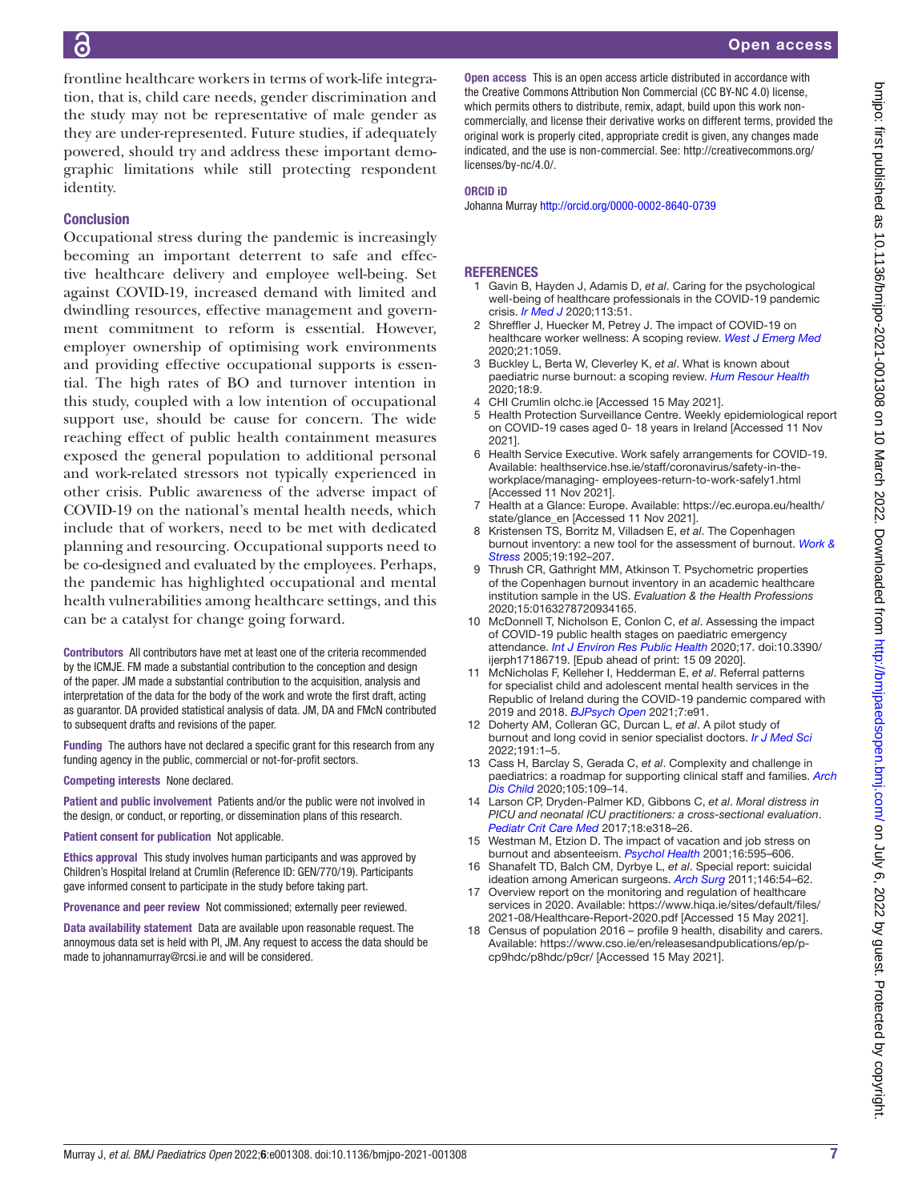frontline healthcare workers in terms of work-life integration, that is, child care needs, gender discrimination and the study may not be representative of male gender as they are under-represented. Future studies, if adequately powered, should try and address these important demographic limitations while still protecting respondent identity.

## Conclusion

Occupational stress during the pandemic is increasingly becoming an important deterrent to safe and effective healthcare delivery and employee well-being. Set against COVID-19, increased demand with limited and dwindling resources, effective management and government commitment to reform is essential. However, employer ownership of optimising work environments and providing effective occupational supports is essential. The high rates of BO and turnover intention in this study, coupled with a low intention of occupational support use, should be cause for concern. The wide reaching effect of public health containment measures exposed the general population to additional personal and work-related stressors not typically experienced in other crisis. Public awareness of the adverse impact of COVID-19 on the national's mental health needs, which include that of workers, need to be met with dedicated planning and resourcing. Occupational supports need to be co-designed and evaluated by the employees. Perhaps, the pandemic has highlighted occupational and mental health vulnerabilities among healthcare settings, and this can be a catalyst for change going forward.

**Contributors** All contributors have met at least one of the criteria recommended by the ICMJE. FM made a substantial contribution to the conception and design of the paper. JM made a substantial contribution to the acquisition, analysis and interpretation of the data for the body of the work and wrote the first draft, acting as guarantor. DA provided statistical analysis of data. JM, DA and FMcN contributed to subsequent drafts and revisions of the paper.

**Funding** The authors have not declared a specific grant for this research from any funding agency in the public, commercial or not-for-profit sectors.

**Competing interests** None declared.

**Patient and public involvement** Patients and/or the public were not involved in the design, or conduct, or reporting, or dissemination plans of this research.

**Patient consent for publication** Not applicable.

**Ethics approval** This study involves human participants and was approved by Children's Hospital Ireland at Crumlin (Reference ID: GEN/770/19). Participants gave informed consent to participate in the study before taking part.

**Provenance and peer review** Not commissioned; externally peer reviewed.

**Data availability statement** Data are available upon reasonable request. The annoymous data set is held with PI, JM. Any request to access the data should be made to johannamurray@rcsi.ie and will be considered.

**Open access** This is an open access article distributed in accordance with the Creative Commons Attribution Non Commercial (CC BY-NC 4.0) license, which permits others to distribute, remix, adapt, build upon this work non-commercially, and license their derivative works on different terms, provided the original work is properly cited, appropriate credit is given, any changes made indicated, and the use is non-commercial. See: http://creativecommons.org/licenses/by-nc/4.0/.

**ORCID iD**

Johanna Murray http://orcid.org/0000-0002-8640-0739

## REFERENCES

1. Gavin B, Hayden J, Adamis D, *et al*. Caring for the psychological well-being of healthcare professionals in the COVID-19 pandemic crisis. *Ir Med J* 2020;113:51.
2. Shreffler J, Huecker M, Petrey J. The impact of COVID-19 on healthcare worker wellness: A scoping review. *West J Emerg Med* 2020;21:1059.
3. Buckley L, Berta W, Cleverley K, *et al*. What is known about paediatric nurse burnout: a scoping review. *Hum Resour Health* 2020;18:9.
4. CHI Crumlin olchc.ie [Accessed 15 May 2021].
5. Health Protection Surveillance Centre. Weekly epidemiological report on COVID-19 cases aged 0- 18 years in Ireland [Accessed 11 Nov 2021].
6. Health Service Executive. Work safely arrangements for COVID-19. Available: healthservice.hse.ie/staff/coronavirus/safety-in-the-workplace/managing- employees-return-to-work-safely1.html [Accessed 11 Nov 2021].
7. Health at a Glance: Europe. Available: https://ec.europa.eu/health/state/glance_en [Accessed 11 Nov 2021].
8. Kristensen TS, Borritz M, Villadsen E, *et al*. The Copenhagen burnout inventory: a new tool for the assessment of burnout. *Work & Stress* 2005;19:192–207.
9. Thrush CR, Gathright MM, Atkinson T. Psychometric properties of the Copenhagen burnout inventory in an academic healthcare institution sample in the US. *Evaluation & the Health Professions* 2020;15:0163278720934165.
10. McDonnell T, Nicholson E, Conlon C, *et al*. Assessing the impact of COVID-19 public health stages on paediatric emergency attendance. *Int J Environ Res Public Health* 2020;17. doi:10.3390/ijerph17186719. [Epub ahead of print: 15 09 2020].
11. McNicholas F, Kelleher I, Hedderman E, *et al*. Referral patterns for specialist child and adolescent mental health services in the Republic of Ireland during the COVID-19 pandemic compared with 2019 and 2018. *BJPsych Open* 2021;7:e91.
12. Doherty AM, Colleran GC, Durcan L, *et al*. A pilot study of burnout and long covid in senior specialist doctors. *Ir J Med Sci* 2022;191:1–5.
13. Cass H, Barclay S, Gerada C, *et al*. Complexity and challenge in paediatrics: a roadmap for supporting clinical staff and families. *Arch Dis Child* 2020;105:109–14.
14. Larson CP, Dryden-Palmer KD, Gibbons C, *et al*. *Moral distress in PICU and neonatal ICU practitioners: a cross-sectional evaluation*. *Pediatr Crit Care Med* 2017;18:e318–26.
15. Westman M, Etzion D. The impact of vacation and job stress on burnout and absenteeism. *Psychol Health* 2001;16:595–606.
16. Shanafelt TD, Balch CM, Dyrbye L, *et al*. Special report: suicidal ideation among American surgeons. *Arch Surg* 2011;146:54–62.
17. Overview report on the monitoring and regulation of healthcare services in 2020. Available: https://www.hiqa.ie/sites/default/files/2021-08/Healthcare-Report-2020.pdf [Accessed 15 May 2021].
18. Census of population 2016 – profile 9 health, disability and carers. Available: https://www.cso.ie/en/releasesandpublications/ep/p-cp9hdc/p8hdc/p9cr/ [Accessed 15 May 2021].